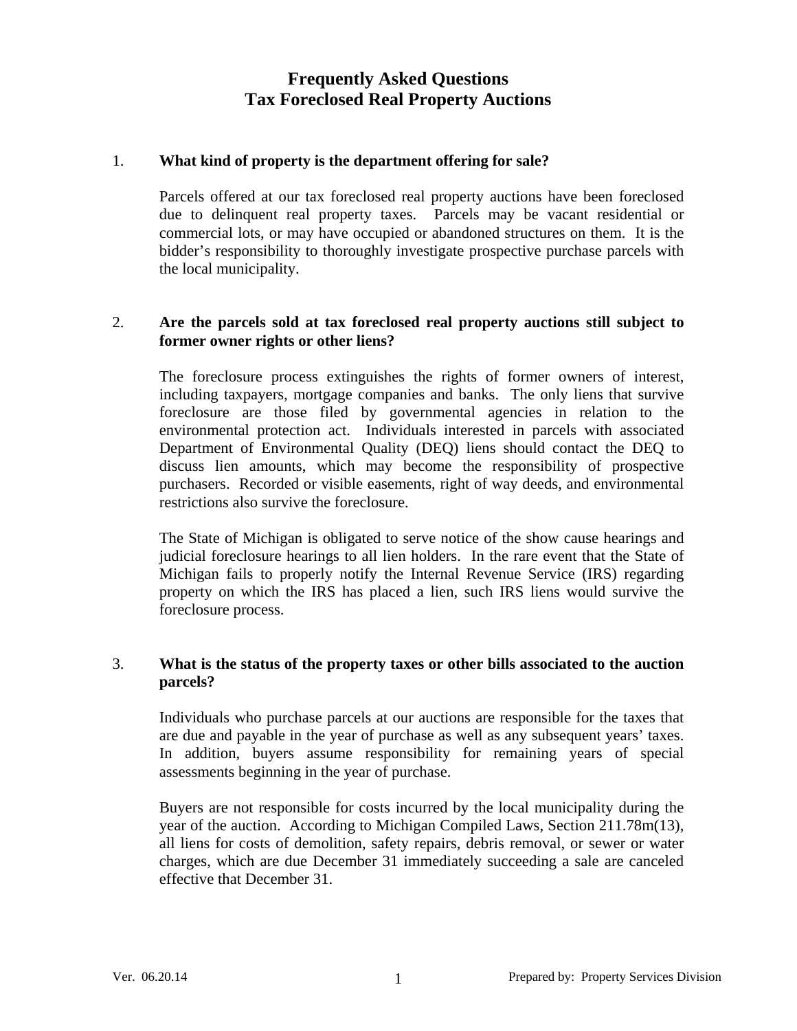# Frequently Asked Questions
# Tax Foreclosed Real Property Auctions

1. **What kind of property is the department offering for sale?**

   Parcels offered at our tax foreclosed real property auctions have been foreclosed due to delinquent real property taxes. Parcels may be vacant residential or commercial lots, or may have occupied or abandoned structures on them. It is the bidder's responsibility to thoroughly investigate prospective purchase parcels with the local municipality.

2. **Are the parcels sold at tax foreclosed real property auctions still subject to former owner rights or other liens?**

   The foreclosure process extinguishes the rights of former owners of interest, including taxpayers, mortgage companies and banks. The only liens that survive foreclosure are those filed by governmental agencies in relation to the environmental protection act. Individuals interested in parcels with associated Department of Environmental Quality (DEQ) liens should contact the DEQ to discuss lien amounts, which may become the responsibility of prospective purchasers. Recorded or visible easements, right of way deeds, and environmental restrictions also survive the foreclosure.

   The State of Michigan is obligated to serve notice of the show cause hearings and judicial foreclosure hearings to all lien holders. In the rare event that the State of Michigan fails to properly notify the Internal Revenue Service (IRS) regarding property on which the IRS has placed a lien, such IRS liens would survive the foreclosure process.

3. **What is the status of the property taxes or other bills associated to the auction parcels?**

   Individuals who purchase parcels at our auctions are responsible for the taxes that are due and payable in the year of purchase as well as any subsequent years' taxes. In addition, buyers assume responsibility for remaining years of special assessments beginning in the year of purchase.

   Buyers are not responsible for costs incurred by the local municipality during the year of the auction. According to Michigan Compiled Laws, Section 211.78m(13), all liens for costs of demolition, safety repairs, debris removal, or sewer or water charges, which are due December 31 immediately succeeding a sale are canceled effective that December 31.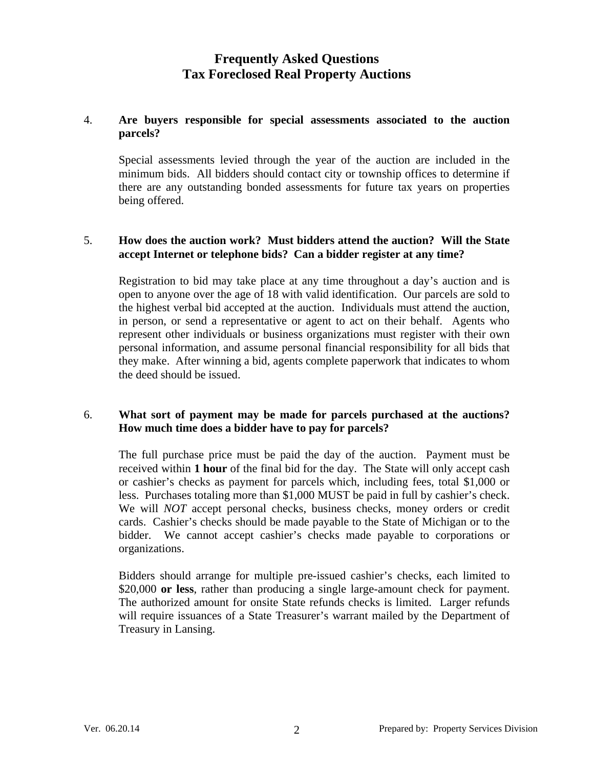# Frequently Asked Questions
# Tax Foreclosed Real Property Auctions

4. **Are buyers responsible for special assessments associated to the auction parcels?**

   Special assessments levied through the year of the auction are included in the minimum bids. All bidders should contact city or township offices to determine if there are any outstanding bonded assessments for future tax years on properties being offered.

5. **How does the auction work? Must bidders attend the auction? Will the State accept Internet or telephone bids? Can a bidder register at any time?**

   Registration to bid may take place at any time throughout a day's auction and is open to anyone over the age of 18 with valid identification. Our parcels are sold to the highest verbal bid accepted at the auction. Individuals must attend the auction, in person, or send a representative or agent to act on their behalf. Agents who represent other individuals or business organizations must register with their own personal information, and assume personal financial responsibility for all bids that they make. After winning a bid, agents complete paperwork that indicates to whom the deed should be issued.

6. **What sort of payment may be made for parcels purchased at the auctions? How much time does a bidder have to pay for parcels?**

   The full purchase price must be paid the day of the auction. Payment must be received within **1 hour** of the final bid for the day. The State will only accept cash or cashier's checks as payment for parcels which, including fees, total $1,000 or less. Purchases totaling more than $1,000 MUST be paid in full by cashier's check. We will *NOT* accept personal checks, business checks, money orders or credit cards. Cashier's checks should be made payable to the State of Michigan or to the bidder. We cannot accept cashier's checks made payable to corporations or organizations.

   Bidders should arrange for multiple pre-issued cashier's checks, each limited to $20,000 **or less**, rather than producing a single large-amount check for payment. The authorized amount for onsite State refunds checks is limited. Larger refunds will require issuances of a State Treasurer's warrant mailed by the Department of Treasury in Lansing.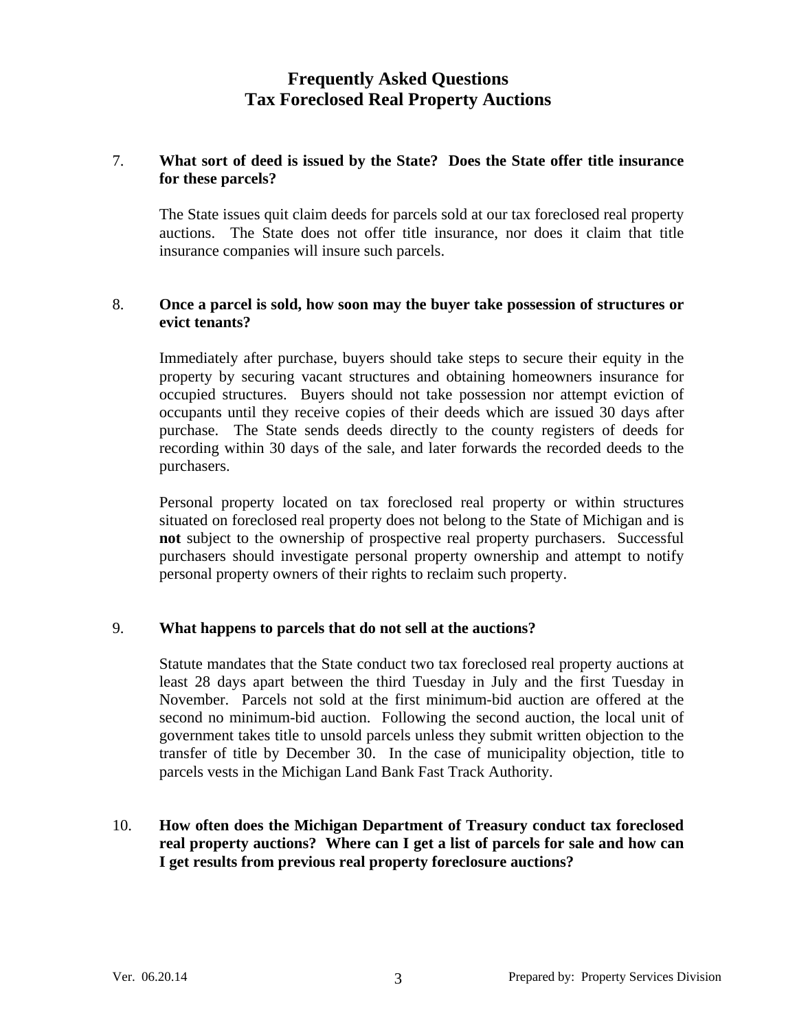# Frequently Asked Questions
# Tax Foreclosed Real Property Auctions

7. **What sort of deed is issued by the State? Does the State offer title insurance for these parcels?**

   The State issues quit claim deeds for parcels sold at our tax foreclosed real property auctions. The State does not offer title insurance, nor does it claim that title insurance companies will insure such parcels.

8. **Once a parcel is sold, how soon may the buyer take possession of structures or evict tenants?**

   Immediately after purchase, buyers should take steps to secure their equity in the property by securing vacant structures and obtaining homeowners insurance for occupied structures. Buyers should not take possession nor attempt eviction of occupants until they receive copies of their deeds which are issued 30 days after purchase. The State sends deeds directly to the county registers of deeds for recording within 30 days of the sale, and later forwards the recorded deeds to the purchasers.

   Personal property located on tax foreclosed real property or within structures situated on foreclosed real property does not belong to the State of Michigan and is **not** subject to the ownership of prospective real property purchasers. Successful purchasers should investigate personal property ownership and attempt to notify personal property owners of their rights to reclaim such property.

9. **What happens to parcels that do not sell at the auctions?**

   Statute mandates that the State conduct two tax foreclosed real property auctions at least 28 days apart between the third Tuesday in July and the first Tuesday in November. Parcels not sold at the first minimum-bid auction are offered at the second no minimum-bid auction. Following the second auction, the local unit of government takes title to unsold parcels unless they submit written objection to the transfer of title by December 30. In the case of municipality objection, title to parcels vests in the Michigan Land Bank Fast Track Authority.

10. **How often does the Michigan Department of Treasury conduct tax foreclosed real property auctions? Where can I get a list of parcels for sale and how can I get results from previous real property foreclosure auctions?**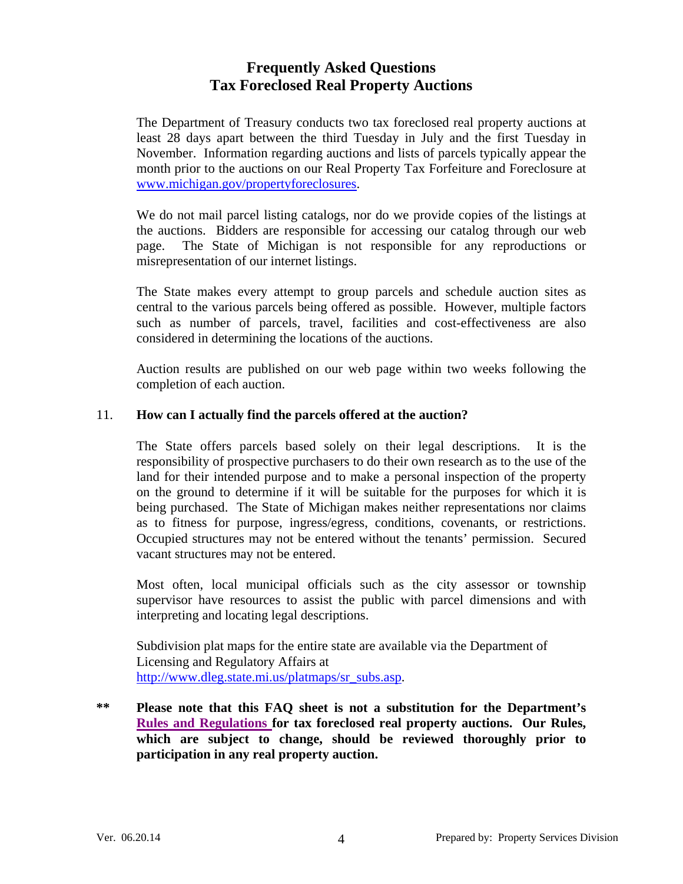## Frequently Asked Questions
## Tax Foreclosed Real Property Auctions

The Department of Treasury conducts two tax foreclosed real property auctions at least 28 days apart between the third Tuesday in July and the first Tuesday in November. Information regarding auctions and lists of parcels typically appear the month prior to the auctions on our Real Property Tax Forfeiture and Foreclosure at www.michigan.gov/propertyforeclosures.

We do not mail parcel listing catalogs, nor do we provide copies of the listings at the auctions. Bidders are responsible for accessing our catalog through our web page. The State of Michigan is not responsible for any reproductions or misrepresentation of our internet listings.

The State makes every attempt to group parcels and schedule auction sites as central to the various parcels being offered as possible. However, multiple factors such as number of parcels, travel, facilities and cost-effectiveness are also considered in determining the locations of the auctions.

Auction results are published on our web page within two weeks following the completion of each auction.

11. **How can I actually find the parcels offered at the auction?**

    The State offers parcels based solely on their legal descriptions. It is the responsibility of prospective purchasers to do their own research as to the use of the land for their intended purpose and to make a personal inspection of the property on the ground to determine if it will be suitable for the purposes for which it is being purchased. The State of Michigan makes neither representations nor claims as to fitness for purpose, ingress/egress, conditions, covenants, or restrictions. Occupied structures may not be entered without the tenants' permission. Secured vacant structures may not be entered.

    Most often, local municipal officials such as the city assessor or township supervisor have resources to assist the public with parcel dimensions and with interpreting and locating legal descriptions.

    Subdivision plat maps for the entire state are available via the Department of Licensing and Regulatory Affairs at http://www.dleg.state.mi.us/platmaps/sr_subs.asp.

** **Please note that this FAQ sheet is not a substitution for the Department's Rules and Regulations for tax foreclosed real property auctions. Our Rules, which are subject to change, should be reviewed thoroughly prior to participation in any real property auction.**

Ver. 06.20.14 Prepared by: Property Services Division